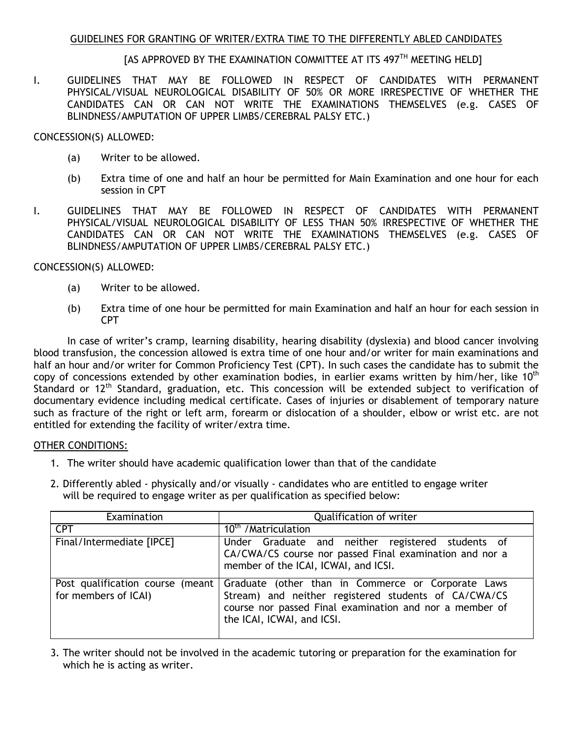## GUIDELINES FOR GRANTING OF WRITER/EXTRA TIME TO THE DIFFERENTLY ABLED CANDIDATES

[AS APPROVED BY THE EXAMINATION COMMITTEE AT ITS 497TH MEETING HELD]

I. GUIDELINES THAT MAY BE FOLLOWED IN RESPECT OF CANDIDATES WITH PERMANENT PHYSICAL/VISUAL NEUROLOGICAL DISABILITY OF 50% OR MORE IRRESPECTIVE OF WHETHER THE CANDIDATES CAN OR CAN NOT WRITE THE EXAMINATIONS THEMSELVES (e.g. CASES OF BLINDNESS/AMPUTATION OF UPPER LIMBS/CEREBRAL PALSY ETC.)

CONCESSION(S) ALLOWED:

(a) Writer to be allowed.

(b) Extra time of one and half an hour be permitted for Main Examination and one hour for each session in CPT

I. GUIDELINES THAT MAY BE FOLLOWED IN RESPECT OF CANDIDATES WITH PERMANENT PHYSICAL/VISUAL NEUROLOGICAL DISABILITY OF LESS THAN 50% IRRESPECTIVE OF WHETHER THE CANDIDATES CAN OR CAN NOT WRITE THE EXAMINATIONS THEMSELVES (e.g. CASES OF BLINDNESS/AMPUTATION OF UPPER LIMBS/CEREBRAL PALSY ETC.)

CONCESSION(S) ALLOWED:

(a) Writer to be allowed.

(b) Extra time of one hour be permitted for main Examination and half an hour for each session in CPT

In case of writer's cramp, learning disability, hearing disability (dyslexia) and blood cancer involving blood transfusion, the concession allowed is extra time of one hour and/or writer for main examinations and half an hour and/or writer for Common Proficiency Test (CPT). In such cases the candidate has to submit the copy of concessions extended by other examination bodies, in earlier exams written by him/her, like 10th Standard or 12th Standard, graduation, etc. This concession will be extended subject to verification of documentary evidence including medical certificate. Cases of injuries or disablement of temporary nature such as fracture of the right or left arm, forearm or dislocation of a shoulder, elbow or wrist etc. are not entitled for extending the facility of writer/extra time.

OTHER CONDITIONS:

1. The writer should have academic qualification lower than that of the candidate
2. Differently abled - physically and/or visually - candidates who are entitled to engage writer will be required to engage writer as per qualification as specified below:

| Examination | Qualification of writer |
|---|---|
| CPT | 10th /Matriculation |
| Final/Intermediate [IPCE] | Under Graduate and neither registered students of CA/CWA/CS course nor passed Final examination and nor a member of the ICAI, ICWAI, and ICSI. |
| Post qualification course (meant for members of ICAI) | Graduate (other than in Commerce or Corporate Laws Stream) and neither registered students of CA/CWA/CS course nor passed Final examination and nor a member of the ICAI, ICWAI, and ICSI. |

3. The writer should not be involved in the academic tutoring or preparation for the examination for which he is acting as writer.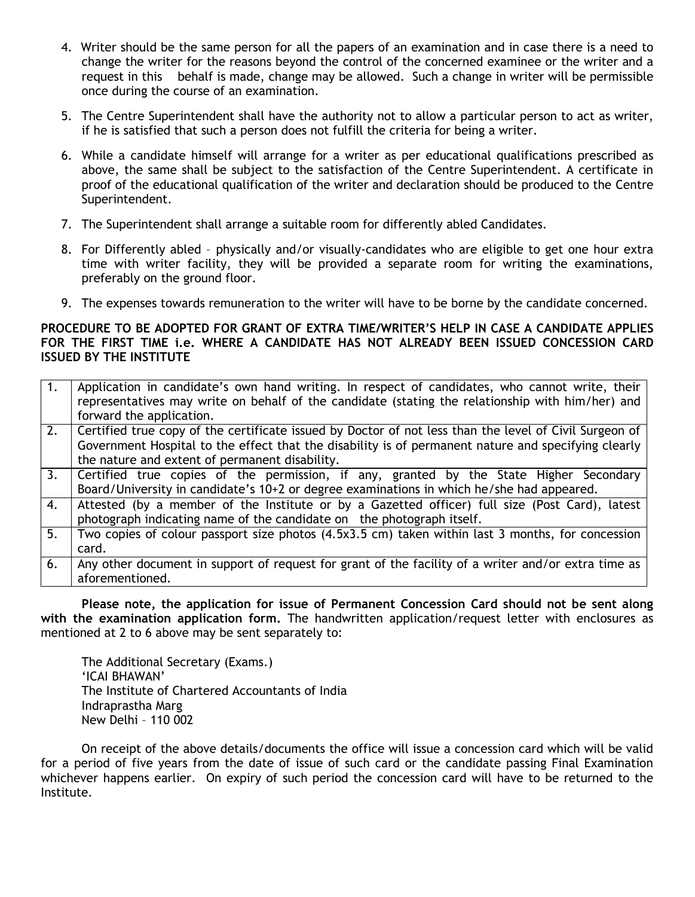4. Writer should be the same person for all the papers of an examination and in case there is a need to change the writer for the reasons beyond the control of the concerned examinee or the writer and a request in this behalf is made, change may be allowed. Such a change in writer will be permissible once during the course of an examination.

5. The Centre Superintendent shall have the authority not to allow a particular person to act as writer, if he is satisfied that such a person does not fulfill the criteria for being a writer.

6. While a candidate himself will arrange for a writer as per educational qualifications prescribed as above, the same shall be subject to the satisfaction of the Centre Superintendent. A certificate in proof of the educational qualification of the writer and declaration should be produced to the Centre Superintendent.

7. The Superintendent shall arrange a suitable room for differently abled Candidates.

8. For Differently abled – physically and/or visually-candidates who are eligible to get one hour extra time with writer facility, they will be provided a separate room for writing the examinations, preferably on the ground floor.

9. The expenses towards remuneration to the writer will have to be borne by the candidate concerned.

**PROCEDURE TO BE ADOPTED FOR GRANT OF EXTRA TIME/WRITER'S HELP IN CASE A CANDIDATE APPLIES FOR THE FIRST TIME i.e. WHERE A CANDIDATE HAS NOT ALREADY BEEN ISSUED CONCESSION CARD ISSUED BY THE INSTITUTE**

| | |
|---|---|
| 1. | Application in candidate's own hand writing. In respect of candidates, who cannot write, their representatives may write on behalf of the candidate (stating the relationship with him/her) and forward the application. |
| 2. | Certified true copy of the certificate issued by Doctor of not less than the level of Civil Surgeon of Government Hospital to the effect that the disability is of permanent nature and specifying clearly the nature and extent of permanent disability. |
| 3. | Certified true copies of the permission, if any, granted by the State Higher Secondary Board/University in candidate's 10+2 or degree examinations in which he/she had appeared. |
| 4. | Attested (by a member of the Institute or by a Gazetted officer) full size (Post Card), latest photograph indicating name of the candidate on the photograph itself. |
| 5. | Two copies of colour passport size photos (4.5x3.5 cm) taken within last 3 months, for concession card. |
| 6. | Any other document in support of request for grant of the facility of a writer and/or extra time as aforementioned. |

**Please note, the application for issue of Permanent Concession Card should not be sent along with the examination application form.** The handwritten application/request letter with enclosures as mentioned at 2 to 6 above may be sent separately to:

The Additional Secretary (Exams.)
'ICAI BHAWAN'
The Institute of Chartered Accountants of India
Indraprastha Marg
New Delhi – 110 002

On receipt of the above details/documents the office will issue a concession card which will be valid for a period of five years from the date of issue of such card or the candidate passing Final Examination whichever happens earlier. On expiry of such period the concession card will have to be returned to the Institute.